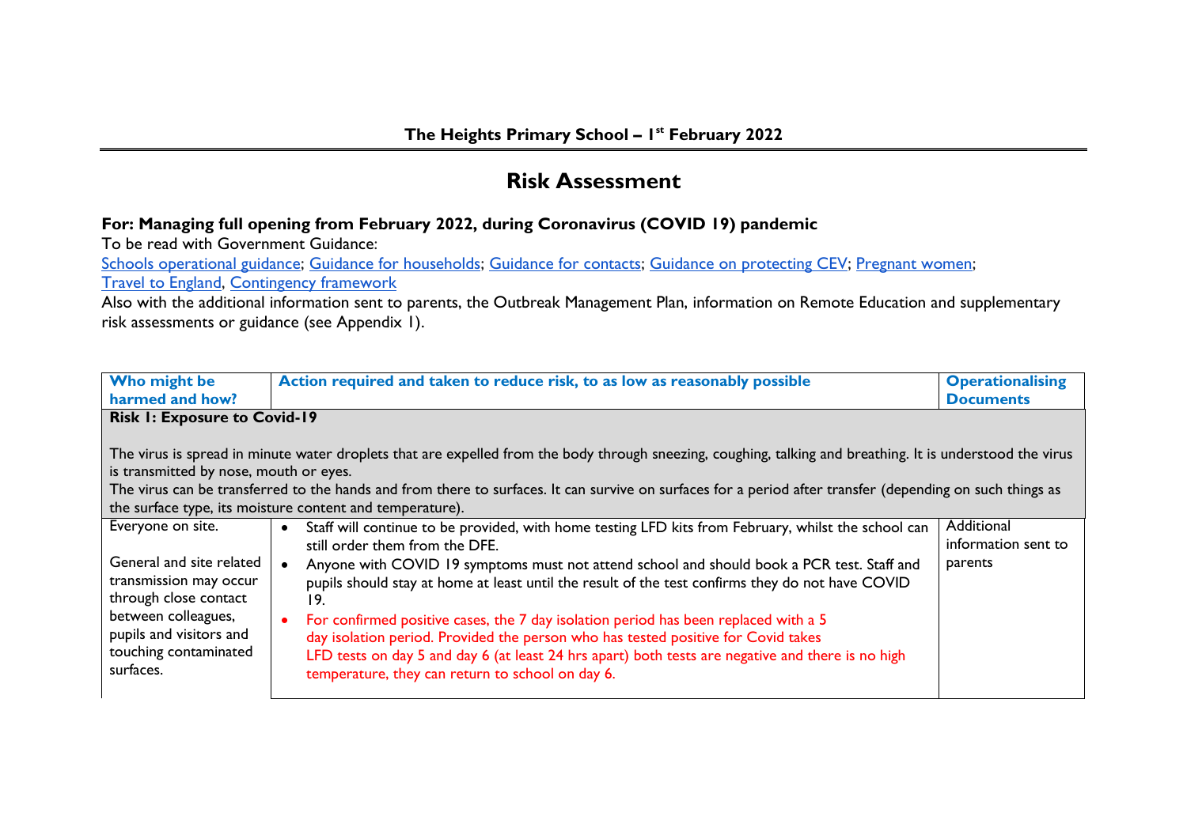**The Heights Primary School – 1st February 2022**

# Risk Assessment

**For: Managing full opening from February 2022, during Coronavirus (COVID 19) pandemic**

To be read with Government Guidance:

Schools operational guidance; Guidance for households; Guidance for contacts; Guidance on protecting CEV; Pregnant women; Travel to England, Contingency framework

Also with the additional information sent to parents, the Outbreak Management Plan, information on Remote Education and supplementary risk assessments or guidance (see Appendix 1).

| Who might be harmed and how? | Action required and taken to reduce risk, to as low as reasonably possible | Operationalising Documents |
|---|---|---|
| **Risk 1: Exposure to Covid-19**<br><br>The virus is spread in minute water droplets that are expelled from the body through sneezing, coughing, talking and breathing. It is understood the virus is transmitted by nose, mouth or eyes.<br>The virus can be transferred to the hands and from there to surfaces. It can survive on surfaces for a period after transfer (depending on such things as the surface type, its moisture content and temperature). | | |
| Everyone on site.<br><br>General and site related transmission may occur through close contact between colleagues, pupils and visitors and touching contaminated surfaces. | • Staff will continue to be provided, with home testing LFD kits from February, whilst the school can still order them from the DFE.<br>• Anyone with COVID 19 symptoms must not attend school and should book a PCR test. Staff and pupils should stay at home at least until the result of the test confirms they do not have COVID 19.<br>• For confirmed positive cases, the 7 day isolation period has been replaced with a 5 day isolation period. Provided the person who has tested positive for Covid takes LFD tests on day 5 and day 6 (at least 24 hrs apart) both tests are negative and there is no high temperature, they can return to school on day 6. | Additional information sent to parents |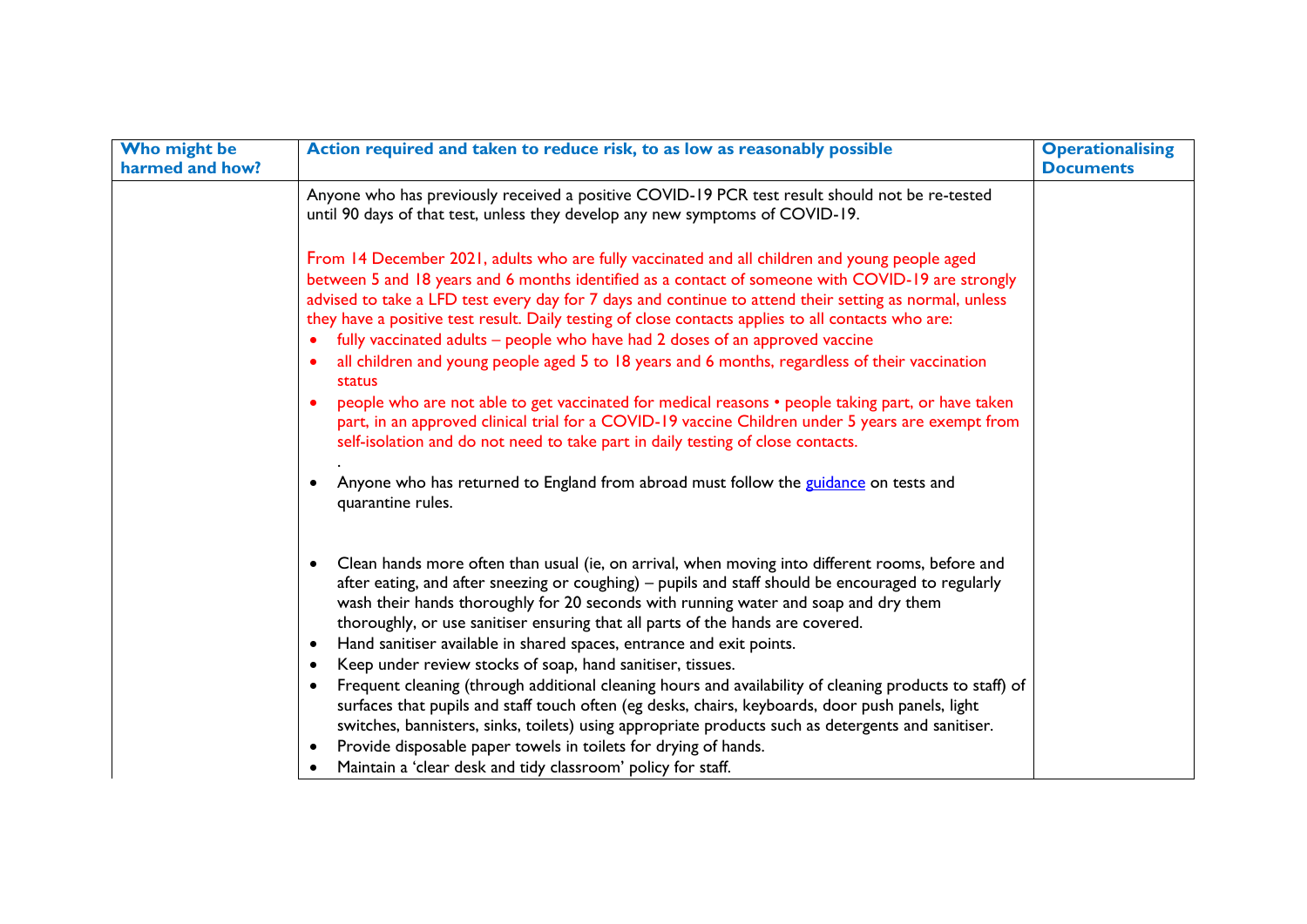| Who might be harmed and how? | Action required and taken to reduce risk, to as low as reasonably possible | Operationalising Documents |
|---|---|---|
| | Anyone who has previously received a positive COVID-19 PCR test result should not be re-tested until 90 days of that test, unless they develop any new symptoms of COVID-19.<br><br>From 14 December 2021, adults who are fully vaccinated and all children and young people aged between 5 and 18 years and 6 months identified as a contact of someone with COVID-19 are strongly advised to take a LFD test every day for 7 days and continue to attend their setting as normal, unless they have a positive test result. Daily testing of close contacts applies to all contacts who are:<br>• fully vaccinated adults – people who have had 2 doses of an approved vaccine<br>• all children and young people aged 5 to 18 years and 6 months, regardless of their vaccination status<br>• people who are not able to get vaccinated for medical reasons • people taking part, or have taken part, in an approved clinical trial for a COVID-19 vaccine Children under 5 years are exempt from self-isolation and do not need to take part in daily testing of close contacts.<br>.<br>• Anyone who has returned to England from abroad must follow the guidance on tests and quarantine rules.<br><br>• Clean hands more often than usual (ie, on arrival, when moving into different rooms, before and after eating, and after sneezing or coughing) – pupils and staff should be encouraged to regularly wash their hands thoroughly for 20 seconds with running water and soap and dry them thoroughly, or use sanitiser ensuring that all parts of the hands are covered.<br>• Hand sanitiser available in shared spaces, entrance and exit points.<br>• Keep under review stocks of soap, hand sanitiser, tissues.<br>• Frequent cleaning (through additional cleaning hours and availability of cleaning products to staff) of surfaces that pupils and staff touch often (eg desks, chairs, keyboards, door push panels, light switches, bannisters, sinks, toilets) using appropriate products such as detergents and sanitiser.<br>• Provide disposable paper towels in toilets for drying of hands.<br>• Maintain a 'clear desk and tidy classroom' policy for staff. | |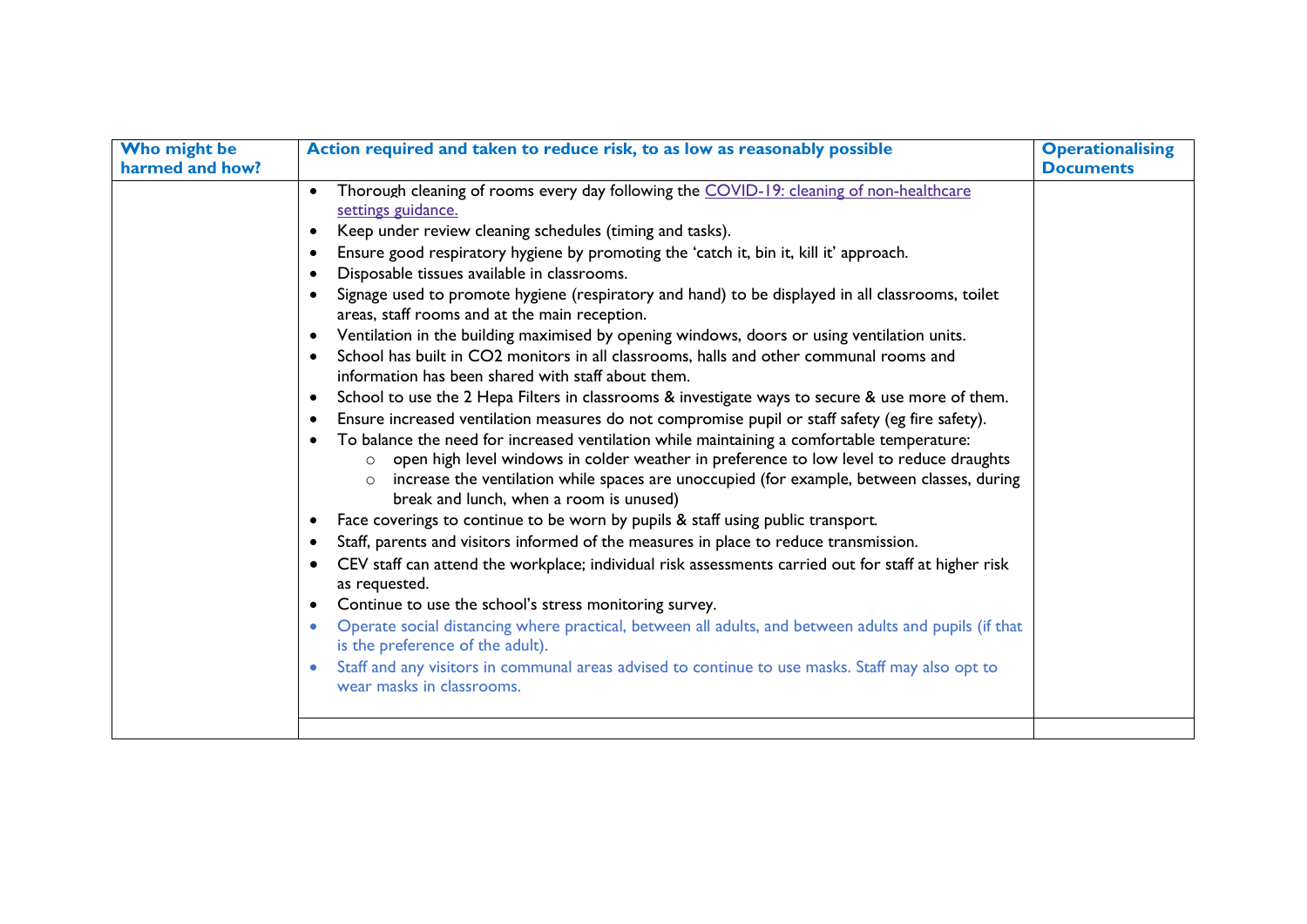| Who might be harmed and how? | Action required and taken to reduce risk, to as low as reasonably possible | Operationalising Documents |
|---|---|---|
| | • Thorough cleaning of rooms every day following the [COVID-19: cleaning of non-healthcare settings guidance.]<br>• Keep under review cleaning schedules (timing and tasks).<br>• Ensure good respiratory hygiene by promoting the 'catch it, bin it, kill it' approach.<br>• Disposable tissues available in classrooms.<br>• Signage used to promote hygiene (respiratory and hand) to be displayed in all classrooms, toilet areas, staff rooms and at the main reception.<br>• Ventilation in the building maximised by opening windows, doors or using ventilation units.<br>• School has built in $CO_2$ monitors in all classrooms, halls and other communal rooms and information has been shared with staff about them.<br>• School to use the 2 Hepa Filters in classrooms & investigate ways to secure & use more of them.<br>• Ensure increased ventilation measures do not compromise pupil or staff safety (eg fire safety).<br>• To balance the need for increased ventilation while maintaining a comfortable temperature:<br>&nbsp;&nbsp;&nbsp;&nbsp;○ open high level windows in colder weather in preference to low level to reduce draughts<br>&nbsp;&nbsp;&nbsp;&nbsp;○ increase the ventilation while spaces are unoccupied (for example, between classes, during break and lunch, when a room is unused)<br>• Face coverings to continue to be worn by pupils & staff using public transport.<br>• Staff, parents and visitors informed of the measures in place to reduce transmission.<br>• CEV staff can attend the workplace; individual risk assessments carried out for staff at higher risk as requested.<br>• Continue to use the school's stress monitoring survey.<br>• Operate social distancing where practical, between all adults, and between adults and pupils (if that is the preference of the adult).<br>• Staff and any visitors in communal areas advised to continue to use masks. Staff may also opt to wear masks in classrooms. | |
| | | |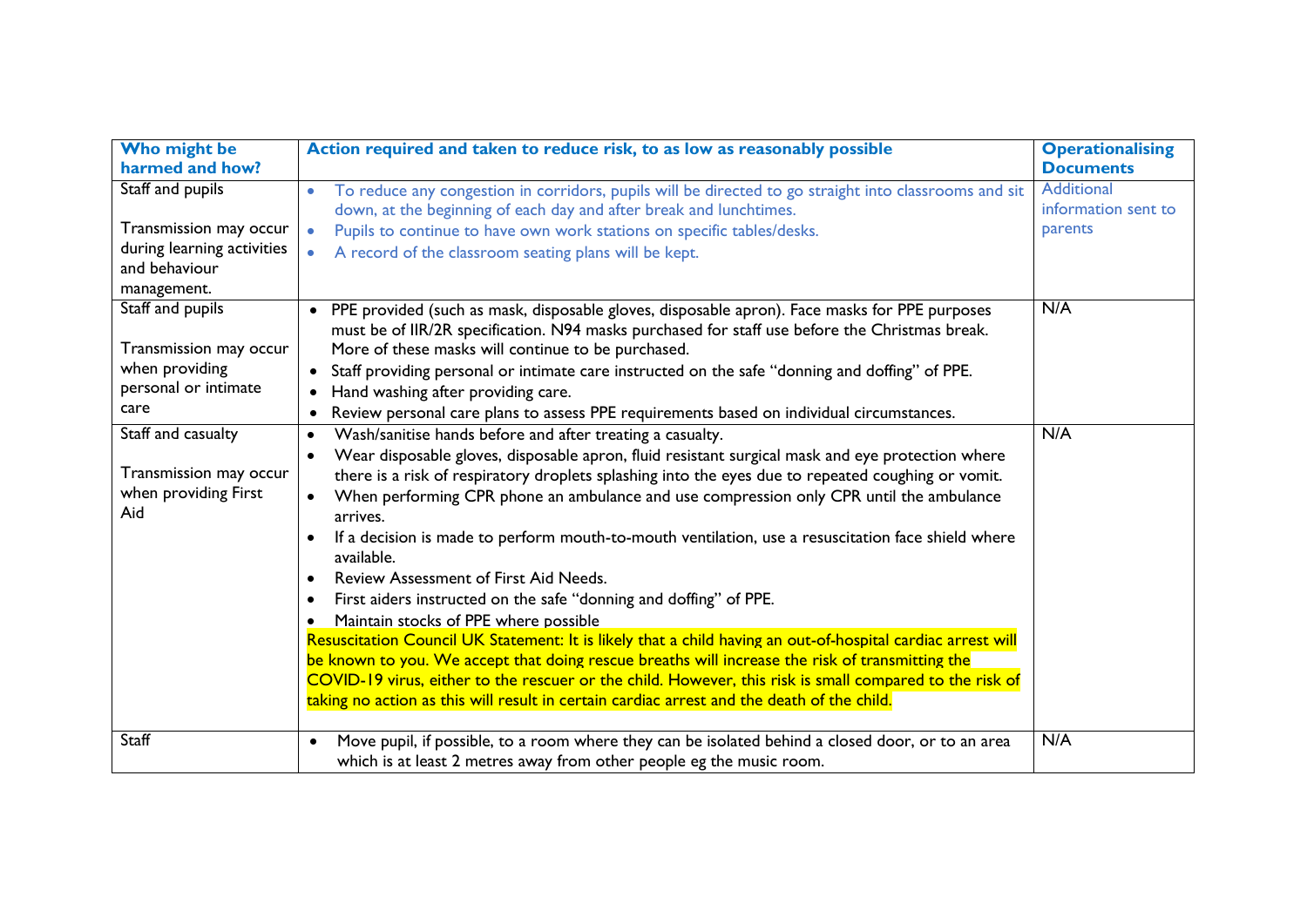| Who might be harmed and how? | Action required and taken to reduce risk, to as low as reasonably possible | Operationalising Documents |
|---|---|---|
| Staff and pupils<br><br>Transmission may occur during learning activities and behaviour management. | • To reduce any congestion in corridors, pupils will be directed to go straight into classrooms and sit down, at the beginning of each day and after break and lunchtimes.<br>• Pupils to continue to have own work stations on specific tables/desks.<br>• A record of the classroom seating plans will be kept. | Additional information sent to parents |
| Staff and pupils<br><br>Transmission may occur when providing personal or intimate care | • PPE provided (such as mask, disposable gloves, disposable apron). Face masks for PPE purposes must be of IIR/2R specification. N94 masks purchased for staff use before the Christmas break. More of these masks will continue to be purchased.<br>• Staff providing personal or intimate care instructed on the safe "donning and doffing" of PPE.<br>• Hand washing after providing care.<br>• Review personal care plans to assess PPE requirements based on individual circumstances. | N/A |
| Staff and casualty<br><br>Transmission may occur when providing First Aid | • Wash/sanitise hands before and after treating a casualty.<br>• Wear disposable gloves, disposable apron, fluid resistant surgical mask and eye protection where there is a risk of respiratory droplets splashing into the eyes due to repeated coughing or vomit.<br>• When performing CPR phone an ambulance and use compression only CPR until the ambulance arrives.<br>• If a decision is made to perform mouth-to-mouth ventilation, use a resuscitation face shield where available.<br>• Review Assessment of First Aid Needs.<br>• First aiders instructed on the safe "donning and doffing" of PPE.<br>• Maintain stocks of PPE where possible<br>Resuscitation Council UK Statement: It is likely that a child having an out-of-hospital cardiac arrest will be known to you. We accept that doing rescue breaths will increase the risk of transmitting the COVID-19 virus, either to the rescuer or the child. However, this risk is small compared to the risk of taking no action as this will result in certain cardiac arrest and the death of the child. | N/A |
| Staff | • Move pupil, if possible, to a room where they can be isolated behind a closed door, or to an area which is at least 2 metres away from other people eg the music room. | N/A |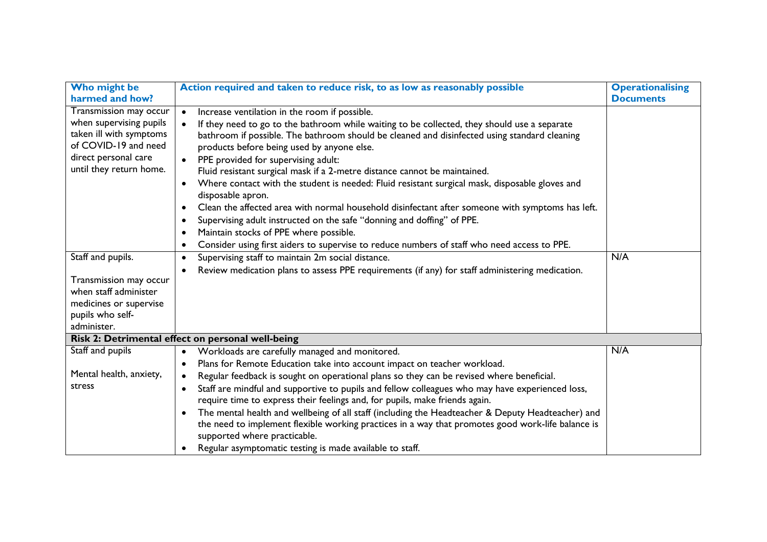| Who might be harmed and how? | Action required and taken to reduce risk, to as low as reasonably possible | Operationalising Documents |
|---|---|---|
| Transmission may occur when supervising pupils taken ill with symptoms of COVID-19 and need direct personal care until they return home. | • Increase ventilation in the room if possible.<br>• If they need to go to the bathroom while waiting to be collected, they should use a separate bathroom if possible. The bathroom should be cleaned and disinfected using standard cleaning products before being used by anyone else.<br>• PPE provided for supervising adult:<br>Fluid resistant surgical mask if a 2-metre distance cannot be maintained.<br>• Where contact with the student is needed: Fluid resistant surgical mask, disposable gloves and disposable apron.<br>• Clean the affected area with normal household disinfectant after someone with symptoms has left.<br>• Supervising adult instructed on the safe "donning and doffing" of PPE.<br>• Maintain stocks of PPE where possible.<br>• Consider using first aiders to supervise to reduce numbers of staff who need access to PPE. | |
| Staff and pupils.<br><br>Transmission may occur when staff administer medicines or supervise pupils who self-administer. | • Supervising staff to maintain 2m social distance.<br>• Review medication plans to assess PPE requirements (if any) for staff administering medication. | N/A |
| **Risk 2: Detrimental effect on personal well-being** | | |
| Staff and pupils<br><br>Mental health, anxiety, stress | • Workloads are carefully managed and monitored.<br>• Plans for Remote Education take into account impact on teacher workload.<br>• Regular feedback is sought on operational plans so they can be revised where beneficial.<br>• Staff are mindful and supportive to pupils and fellow colleagues who may have experienced loss, require time to express their feelings and, for pupils, make friends again.<br>• The mental health and wellbeing of all staff (including the Headteacher & Deputy Headteacher) and the need to implement flexible working practices in a way that promotes good work-life balance is supported where practicable.<br>• Regular asymptomatic testing is made available to staff. | N/A |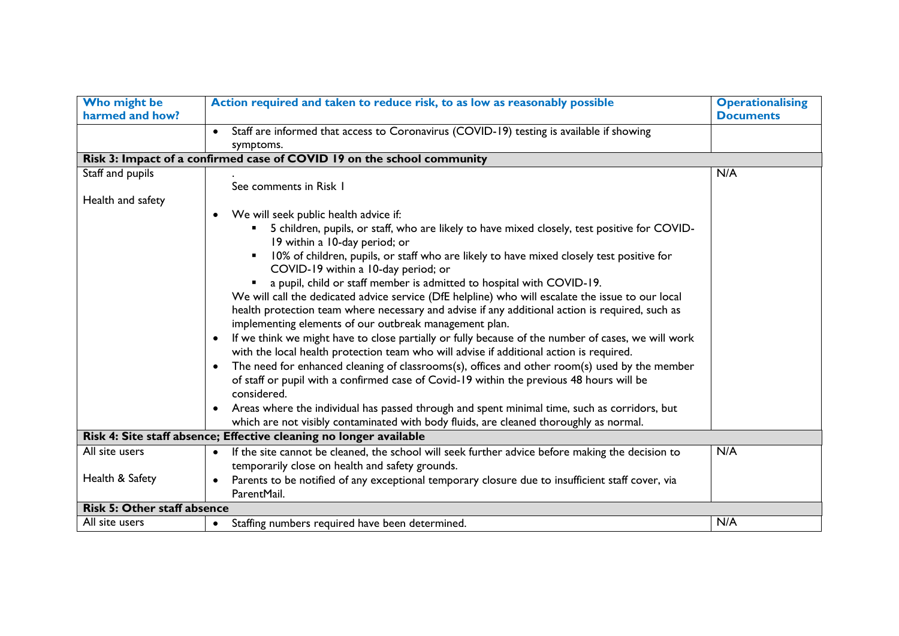| Who might be harmed and how? | Action required and taken to reduce risk, to as low as reasonably possible | Operationalising Documents |
|---|---|---|
| | • Staff are informed that access to Coronavirus (COVID-19) testing is available if showing symptoms. | |
| **Risk 3: Impact of a confirmed case of COVID 19 on the school community** | | |
| Staff and pupils<br><br>Health and safety | .<br>See comments in Risk 1<br><br>• We will seek public health advice if:<br>&nbsp;&nbsp;&nbsp;▪ 5 children, pupils, or staff, who are likely to have mixed closely, test positive for COVID-19 within a 10-day period; or<br>&nbsp;&nbsp;&nbsp;▪ 10% of children, pupils, or staff who are likely to have mixed closely test positive for COVID-19 within a 10-day period; or<br>&nbsp;&nbsp;&nbsp;▪ a pupil, child or staff member is admitted to hospital with COVID-19.<br>We will call the dedicated advice service (DfE helpline) who will escalate the issue to our local health protection team where necessary and advise if any additional action is required, such as implementing elements of our outbreak management plan.<br>• If we think we might have to close partially or fully because of the number of cases, we will work with the local health protection team who will advise if additional action is required.<br>• The need for enhanced cleaning of classrooms(s), offices and other room(s) used by the member of staff or pupil with a confirmed case of Covid-19 within the previous 48 hours will be considered.<br>• Areas where the individual has passed through and spent minimal time, such as corridors, but which are not visibly contaminated with body fluids, are cleaned thoroughly as normal. | N/A |
| **Risk 4: Site staff absence; Effective cleaning no longer available** | | |
| All site users<br><br>Health & Safety | • If the site cannot be cleaned, the school will seek further advice before making the decision to temporarily close on health and safety grounds.<br>• Parents to be notified of any exceptional temporary closure due to insufficient staff cover, via ParentMail. | N/A |
| **Risk 5: Other staff absence** | | |
| All site users | • Staffing numbers required have been determined. | N/A |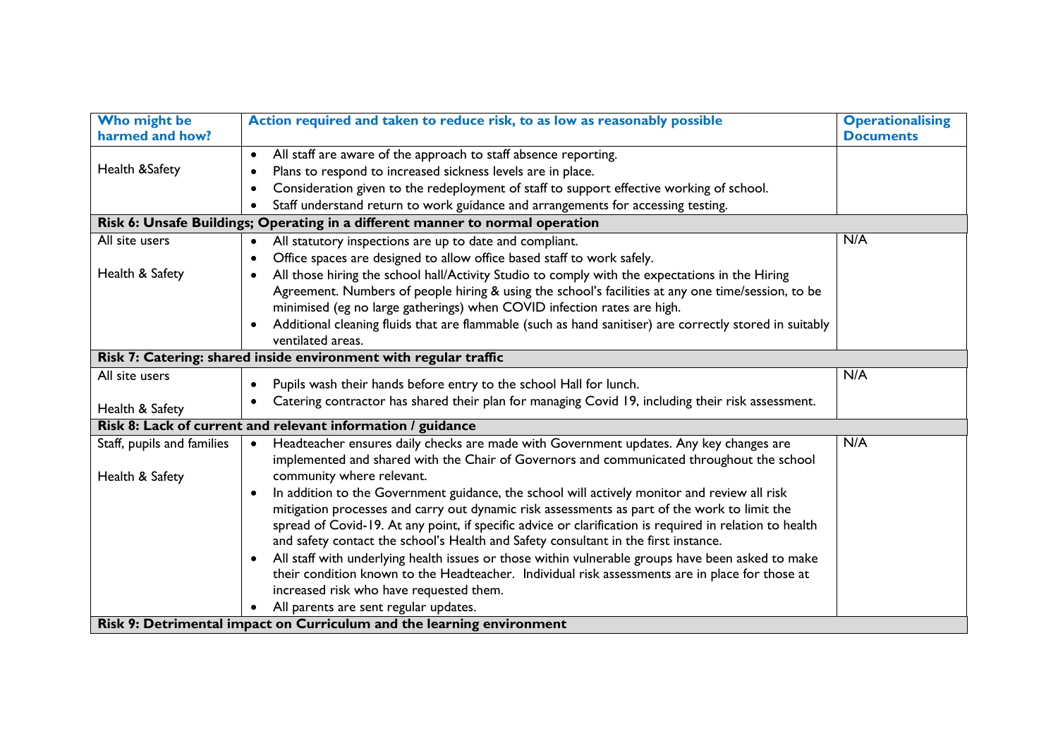| Who might be harmed and how? | Action required and taken to reduce risk, to as low as reasonably possible | Operationalising Documents |
|---|---|---|
| Health &Safety | • All staff are aware of the approach to staff absence reporting.<br>• Plans to respond to increased sickness levels are in place.<br>• Consideration given to the redeployment of staff to support effective working of school.<br>• Staff understand return to work guidance and arrangements for accessing testing. | |
| **Risk 6: Unsafe Buildings; Operating in a different manner to normal operation** | | |
| All site users<br><br>Health & Safety | • All statutory inspections are up to date and compliant.<br>• Office spaces are designed to allow office based staff to work safely.<br>• All those hiring the school hall/Activity Studio to comply with the expectations in the Hiring Agreement. Numbers of people hiring & using the school's facilities at any one time/session, to be minimised (eg no large gatherings) when COVID infection rates are high.<br>• Additional cleaning fluids that are flammable (such as hand sanitiser) are correctly stored in suitably ventilated areas. | N/A |
| **Risk 7: Catering: shared inside environment with regular traffic** | | |
| All site users<br><br>Health & Safety | • Pupils wash their hands before entry to the school Hall for lunch.<br>• Catering contractor has shared their plan for managing Covid 19, including their risk assessment. | N/A |
| **Risk 8: Lack of current and relevant information / guidance** | | |
| Staff, pupils and families<br><br>Health & Safety | • Headteacher ensures daily checks are made with Government updates. Any key changes are implemented and shared with the Chair of Governors and communicated throughout the school community where relevant.<br>• In addition to the Government guidance, the school will actively monitor and review all risk mitigation processes and carry out dynamic risk assessments as part of the work to limit the spread of Covid-19. At any point, if specific advice or clarification is required in relation to health and safety contact the school's Health and Safety consultant in the first instance.<br>• All staff with underlying health issues or those within vulnerable groups have been asked to make their condition known to the Headteacher. Individual risk assessments are in place for those at increased risk who have requested them.<br>• All parents are sent regular updates. | N/A |
| **Risk 9: Detrimental impact on Curriculum and the learning environment** | | |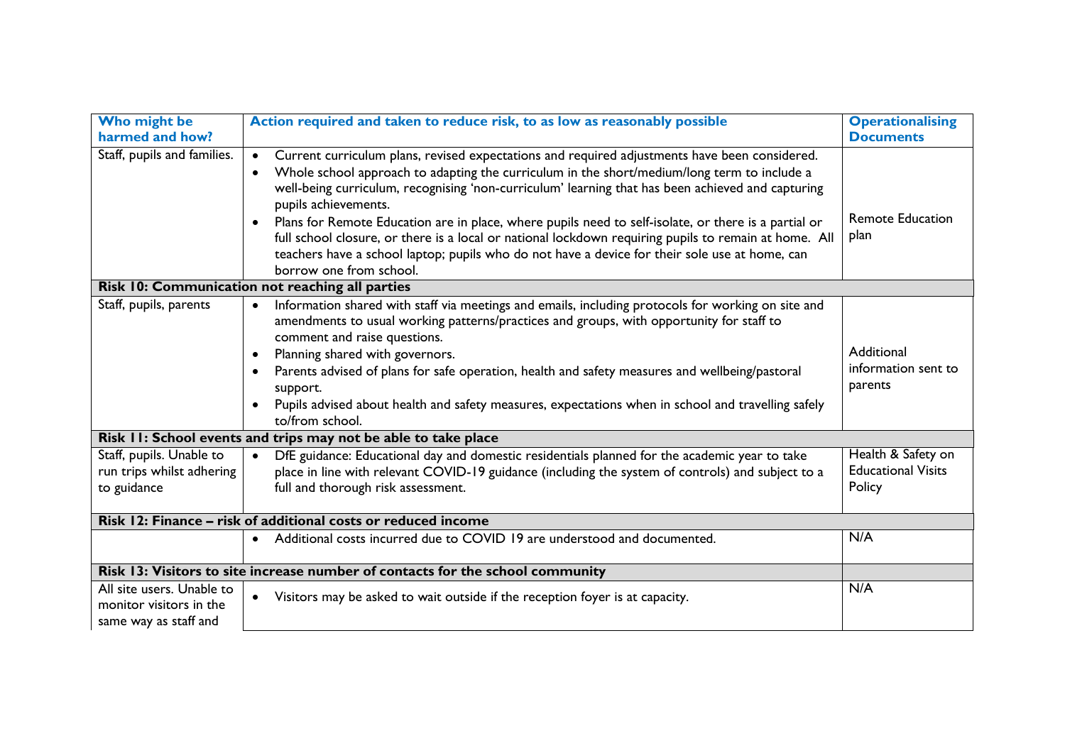| Who might be harmed and how? | Action required and taken to reduce risk, to as low as reasonably possible | Operationalising Documents |
|---|---|---|
| Staff, pupils and families. | • Current curriculum plans, revised expectations and required adjustments have been considered.<br>• Whole school approach to adapting the curriculum in the short/medium/long term to include a well-being curriculum, recognising 'non-curriculum' learning that has been achieved and capturing pupils achievements.<br>• Plans for Remote Education are in place, where pupils need to self-isolate, or there is a partial or full school closure, or there is a local or national lockdown requiring pupils to remain at home. All teachers have a school laptop; pupils who do not have a device for their sole use at home, can borrow one from school. | Remote Education plan |
| **Risk 10: Communication not reaching all parties** | | |
| Staff, pupils, parents | • Information shared with staff via meetings and emails, including protocols for working on site and amendments to usual working patterns/practices and groups, with opportunity for staff to comment and raise questions.<br>• Planning shared with governors.<br>• Parents advised of plans for safe operation, health and safety measures and wellbeing/pastoral support.<br>• Pupils advised about health and safety measures, expectations when in school and travelling safely to/from school. | Additional information sent to parents |
| **Risk 11: School events and trips may not be able to take place** | | |
| Staff, pupils. Unable to run trips whilst adhering to guidance | • DfE guidance: Educational day and domestic residentials planned for the academic year to take place in line with relevant COVID-19 guidance (including the system of controls) and subject to a full and thorough risk assessment. | Health & Safety on Educational Visits Policy |
| **Risk 12: Finance – risk of additional costs or reduced income** | | |
| | • Additional costs incurred due to COVID 19 are understood and documented. | N/A |
| **Risk 13: Visitors to site increase number of contacts for the school community** | | |
| All site users. Unable to monitor visitors in the same way as staff and | • Visitors may be asked to wait outside if the reception foyer is at capacity. | N/A |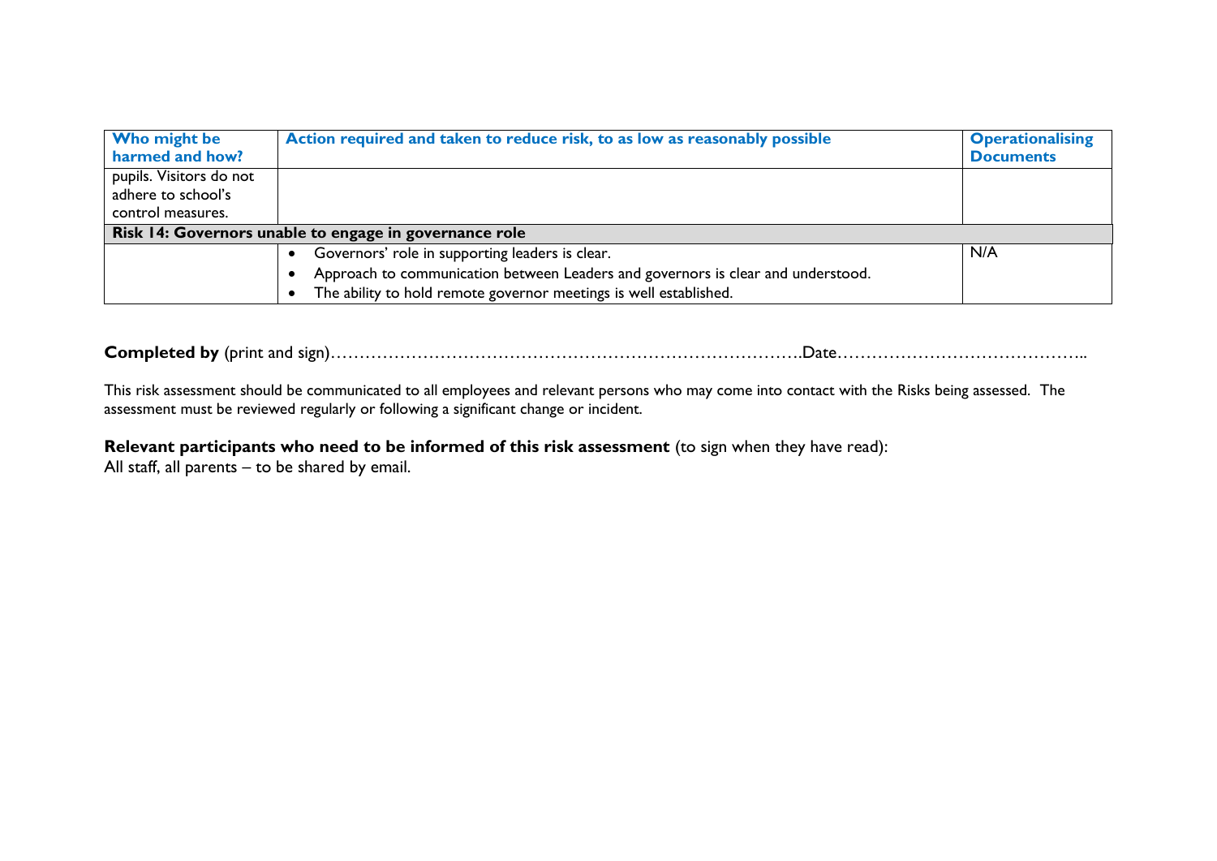| Who might be harmed and how? | Action required and taken to reduce risk, to as low as reasonably possible | Operationalising Documents |
|---|---|---|
| pupils. Visitors do not adhere to school's control measures. | | |
| **Risk 14: Governors unable to engage in governance role** | | |
| | • Governors' role in supporting leaders is clear.<br>• Approach to communication between Leaders and governors is clear and understood.<br>• The ability to hold remote governor meetings is well established. | N/A |

**Completed by** (print and sign)……………………………………………………………………….Date……………………………………..

This risk assessment should be communicated to all employees and relevant persons who may come into contact with the Risks being assessed. The assessment must be reviewed regularly or following a significant change or incident.

**Relevant participants who need to be informed of this risk assessment** (to sign when they have read):
All staff, all parents – to be shared by email.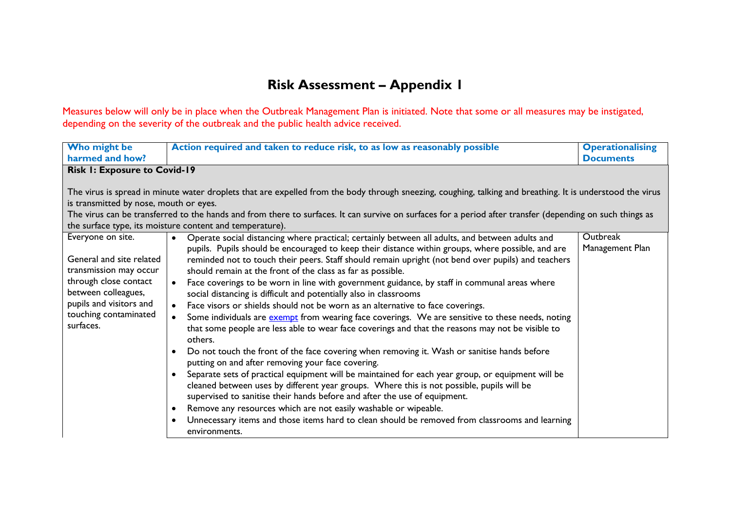# Risk Assessment – Appendix 1

Measures below will only be in place when the Outbreak Management Plan is initiated. Note that some or all measures may be instigated, depending on the severity of the outbreak and the public health advice received.

| Who might be harmed and how? | Action required and taken to reduce risk, to as low as reasonably possible | Operationalising Documents |
|---|---|---|
| **Risk 1: Exposure to Covid-19**<br><br>The virus is spread in minute water droplets that are expelled from the body through sneezing, coughing, talking and breathing. It is understood the virus is transmitted by nose, mouth or eyes.<br>The virus can be transferred to the hands and from there to surfaces. It can survive on surfaces for a period after transfer (depending on such things as the surface type, its moisture content and temperature). | | |
| Everyone on site.<br><br>General and site related transmission may occur through close contact between colleagues, pupils and visitors and touching contaminated surfaces. | • Operate social distancing where practical; certainly between all adults, and between adults and pupils. Pupils should be encouraged to keep their distance within groups, where possible, and are reminded not to touch their peers. Staff should remain upright (not bend over pupils) and teachers should remain at the front of the class as far as possible.<br>• Face coverings to be worn in line with government guidance, by staff in communal areas where social distancing is difficult and potentially also in classrooms<br>• Face visors or shields should not be worn as an alternative to face coverings.<br>• Some individuals are exempt from wearing face coverings. We are sensitive to these needs, noting that some people are less able to wear face coverings and that the reasons may not be visible to others.<br>• Do not touch the front of the face covering when removing it. Wash or sanitise hands before putting on and after removing your face covering.<br>• Separate sets of practical equipment will be maintained for each year group, or equipment will be cleaned between uses by different year groups. Where this is not possible, pupils will be supervised to sanitise their hands before and after the use of equipment.<br>• Remove any resources which are not easily washable or wipeable.<br>• Unnecessary items and those items hard to clean should be removed from classrooms and learning environments. | Outbreak Management Plan |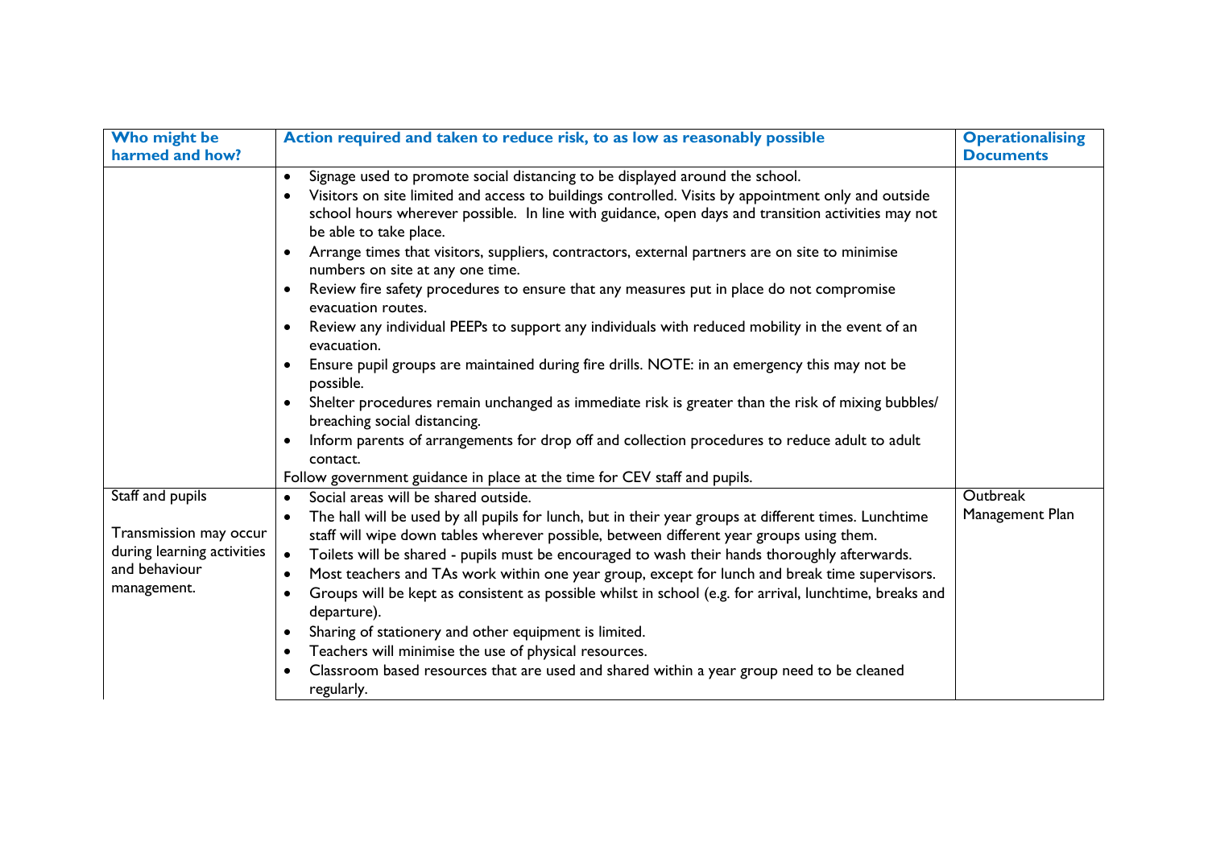| Who might be harmed and how? | Action required and taken to reduce risk, to as low as reasonably possible | Operationalising Documents |
|---|---|---|
| | • Signage used to promote social distancing to be displayed around the school.<br>• Visitors on site limited and access to buildings controlled. Visits by appointment only and outside school hours wherever possible. In line with guidance, open days and transition activities may not be able to take place.<br>• Arrange times that visitors, suppliers, contractors, external partners are on site to minimise numbers on site at any one time.<br>• Review fire safety procedures to ensure that any measures put in place do not compromise evacuation routes.<br>• Review any individual PEEPs to support any individuals with reduced mobility in the event of an evacuation.<br>• Ensure pupil groups are maintained during fire drills. NOTE: in an emergency this may not be possible.<br>• Shelter procedures remain unchanged as immediate risk is greater than the risk of mixing bubbles/ breaching social distancing.<br>• Inform parents of arrangements for drop off and collection procedures to reduce adult to adult contact.<br>Follow government guidance in place at the time for CEV staff and pupils. | |
| Staff and pupils<br><br>Transmission may occur during learning activities and behaviour management. | • Social areas will be shared outside.<br>• The hall will be used by all pupils for lunch, but in their year groups at different times. Lunchtime staff will wipe down tables wherever possible, between different year groups using them.<br>• Toilets will be shared - pupils must be encouraged to wash their hands thoroughly afterwards.<br>• Most teachers and TAs work within one year group, except for lunch and break time supervisors.<br>• Groups will be kept as consistent as possible whilst in school (e.g. for arrival, lunchtime, breaks and departure).<br>• Sharing of stationery and other equipment is limited.<br>• Teachers will minimise the use of physical resources.<br>• Classroom based resources that are used and shared within a year group need to be cleaned regularly. | Outbreak Management Plan |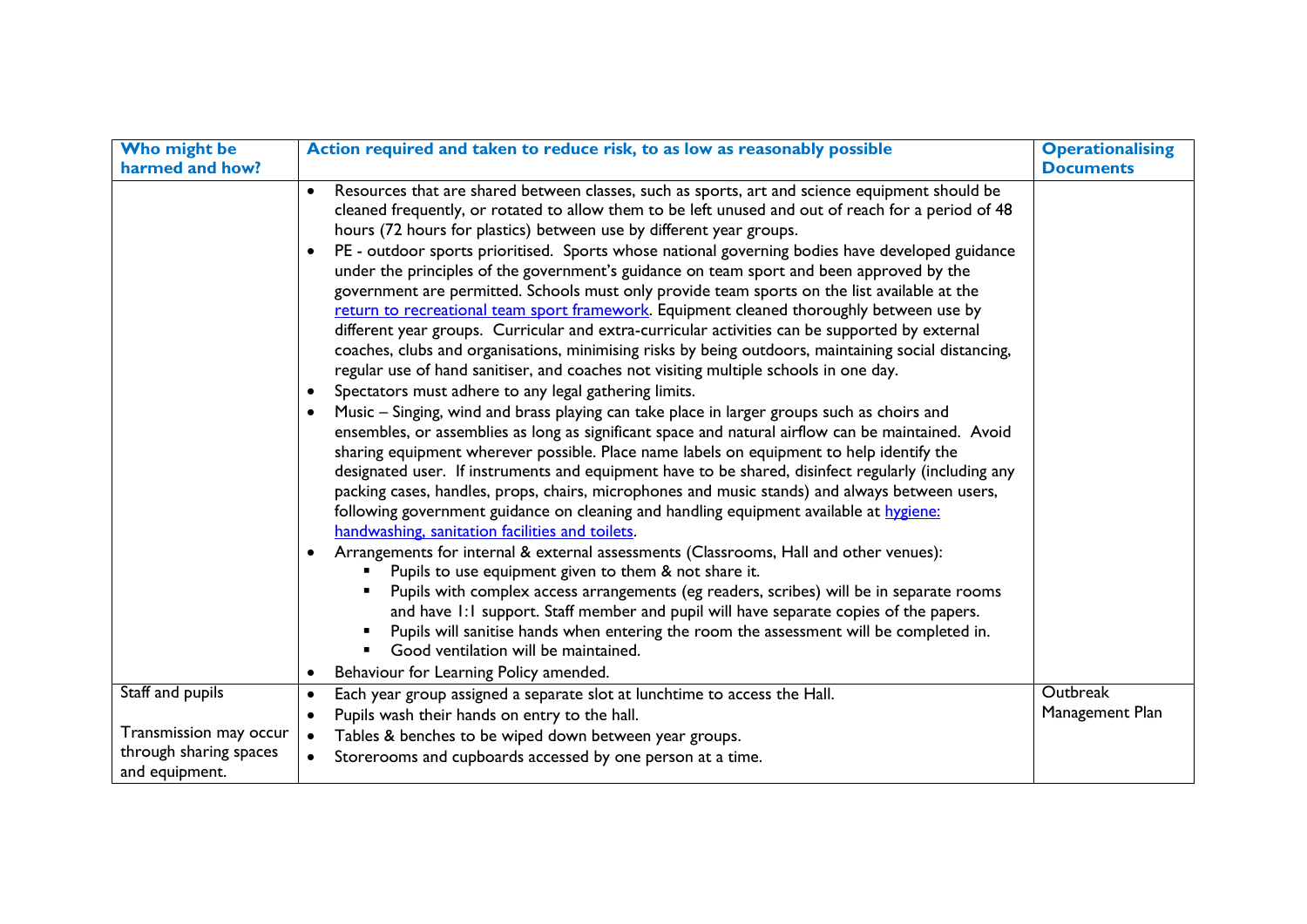| Who might be harmed and how? | Action required and taken to reduce risk, to as low as reasonably possible | Operationalising Documents |
|---|---|---|
| | • Resources that are shared between classes, such as sports, art and science equipment should be cleaned frequently, or rotated to allow them to be left unused and out of reach for a period of 48 hours (72 hours for plastics) between use by different year groups.<br>• PE - outdoor sports prioritised. Sports whose national governing bodies have developed guidance under the principles of the government's guidance on team sport and been approved by the government are permitted. Schools must only provide team sports on the list available at the [return to recreational team sport framework](). Equipment cleaned thoroughly between use by different year groups. Curricular and extra-curricular activities can be supported by external coaches, clubs and organisations, minimising risks by being outdoors, maintaining social distancing, regular use of hand sanitiser, and coaches not visiting multiple schools in one day.<br>• Spectators must adhere to any legal gathering limits.<br>• Music – Singing, wind and brass playing can take place in larger groups such as choirs and ensembles, or assemblies as long as significant space and natural airflow can be maintained. Avoid sharing equipment wherever possible. Place name labels on equipment to help identify the designated user. If instruments and equipment have to be shared, disinfect regularly (including any packing cases, handles, props, chairs, microphones and music stands) and always between users, following government guidance on cleaning and handling equipment available at [hygiene: handwashing, sanitation facilities and toilets]().<br>• Arrangements for internal & external assessments (Classrooms, Hall and other venues):<br>&nbsp;&nbsp;▪ Pupils to use equipment given to them & not share it.<br>&nbsp;&nbsp;▪ Pupils with complex access arrangements (eg readers, scribes) will be in separate rooms and have 1:1 support. Staff member and pupil will have separate copies of the papers.<br>&nbsp;&nbsp;▪ Pupils will sanitise hands when entering the room the assessment will be completed in.<br>&nbsp;&nbsp;▪ Good ventilation will be maintained.<br>• Behaviour for Learning Policy amended. | |
| Staff and pupils<br><br>Transmission may occur through sharing spaces and equipment. | • Each year group assigned a separate slot at lunchtime to access the Hall.<br>• Pupils wash their hands on entry to the hall.<br>• Tables & benches to be wiped down between year groups.<br>• Storerooms and cupboards accessed by one person at a time. | Outbreak Management Plan |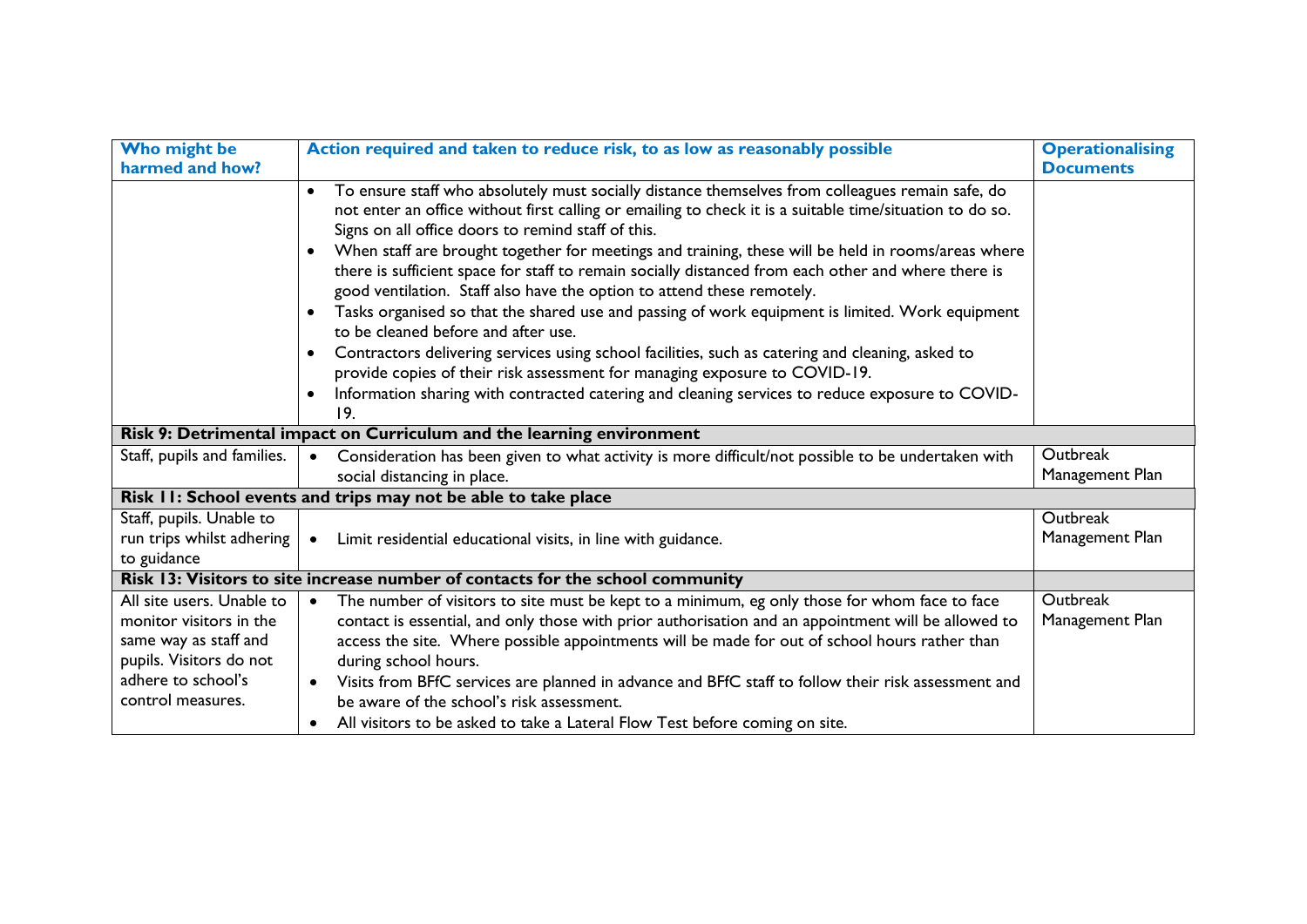| Who might be harmed and how? | Action required and taken to reduce risk, to as low as reasonably possible | Operationalising Documents |
|---|---|---|
| | • To ensure staff who absolutely must socially distance themselves from colleagues remain safe, do not enter an office without first calling or emailing to check it is a suitable time/situation to do so. Signs on all office doors to remind staff of this.<br>• When staff are brought together for meetings and training, these will be held in rooms/areas where there is sufficient space for staff to remain socially distanced from each other and where there is good ventilation. Staff also have the option to attend these remotely.<br>• Tasks organised so that the shared use and passing of work equipment is limited. Work equipment to be cleaned before and after use.<br>• Contractors delivering services using school facilities, such as catering and cleaning, asked to provide copies of their risk assessment for managing exposure to COVID-19.<br>• Information sharing with contracted catering and cleaning services to reduce exposure to COVID-19. | |
| **Risk 9: Detrimental impact on Curriculum and the learning environment** | | |
| Staff, pupils and families. | • Consideration has been given to what activity is more difficult/not possible to be undertaken with social distancing in place. | Outbreak Management Plan |
| **Risk 11: School events and trips may not be able to take place** | | |
| Staff, pupils. Unable to run trips whilst adhering to guidance | • Limit residential educational visits, in line with guidance. | Outbreak Management Plan |
| **Risk 13: Visitors to site increase number of contacts for the school community** | | |
| All site users. Unable to monitor visitors in the same way as staff and pupils. Visitors do not adhere to school's control measures. | • The number of visitors to site must be kept to a minimum, eg only those for whom face to face contact is essential, and only those with prior authorisation and an appointment will be allowed to access the site. Where possible appointments will be made for out of school hours rather than during school hours.<br>• Visits from BFfC services are planned in advance and BFfC staff to follow their risk assessment and be aware of the school's risk assessment.<br>• All visitors to be asked to take a Lateral Flow Test before coming on site. | Outbreak Management Plan |